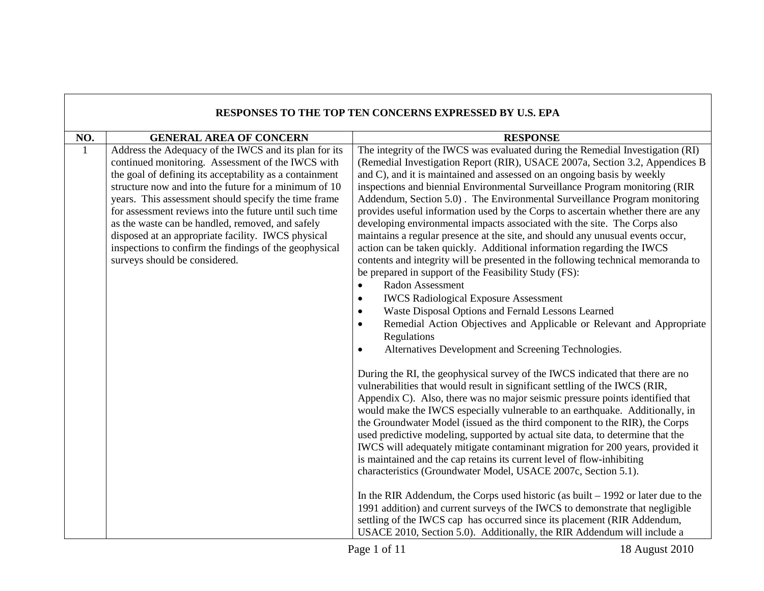| RESPONSES TO THE TOP TEN CONCERNS EXPRESSED BY U.S. EPA | | |
|---|---|---|
| **NO.** | **GENERAL AREA OF CONCERN** | **RESPONSE** |
| 1 | Address the Adequacy of the IWCS and its plan for its continued monitoring. Assessment of the IWCS with the goal of defining its acceptability as a containment structure now and into the future for a minimum of 10 years. This assessment should specify the time frame for assessment reviews into the future until such time as the waste can be handled, removed, and safely disposed at an appropriate facility. IWCS physical inspections to confirm the findings of the geophysical surveys should be considered. | The integrity of the IWCS was evaluated during the Remedial Investigation (RI) (Remedial Investigation Report (RIR), USACE 2007a, Section 3.2, Appendices B and C), and it is maintained and assessed on an ongoing basis by weekly inspections and biennial Environmental Surveillance Program monitoring (RIR Addendum, Section 5.0) . The Environmental Surveillance Program monitoring provides useful information used by the Corps to ascertain whether there are any developing environmental impacts associated with the site. The Corps also maintains a regular presence at the site, and should any unusual events occur, action can be taken quickly. Additional information regarding the IWCS contents and integrity will be presented in the following technical memoranda to be prepared in support of the Feasibility Study (FS):<br>• Radon Assessment<br>• IWCS Radiological Exposure Assessment<br>• Waste Disposal Options and Fernald Lessons Learned<br>• Remedial Action Objectives and Applicable or Relevant and Appropriate Regulations<br>• Alternatives Development and Screening Technologies.<br><br>During the RI, the geophysical survey of the IWCS indicated that there are no vulnerabilities that would result in significant settling of the IWCS (RIR, Appendix C). Also, there was no major seismic pressure points identified that would make the IWCS especially vulnerable to an earthquake. Additionally, in the Groundwater Model (issued as the third component to the RIR), the Corps used predictive modeling, supported by actual site data, to determine that the IWCS will adequately mitigate contaminant migration for 200 years, provided it is maintained and the cap retains its current level of flow-inhibiting characteristics (Groundwater Model, USACE 2007c, Section 5.1).<br><br>In the RIR Addendum, the Corps used historic (as built – 1992 or later due to the 1991 addition) and current surveys of the IWCS to demonstrate that negligible settling of the IWCS cap has occurred since its placement (RIR Addendum, USACE 2010, Section 5.0). Additionally, the RIR Addendum will include a |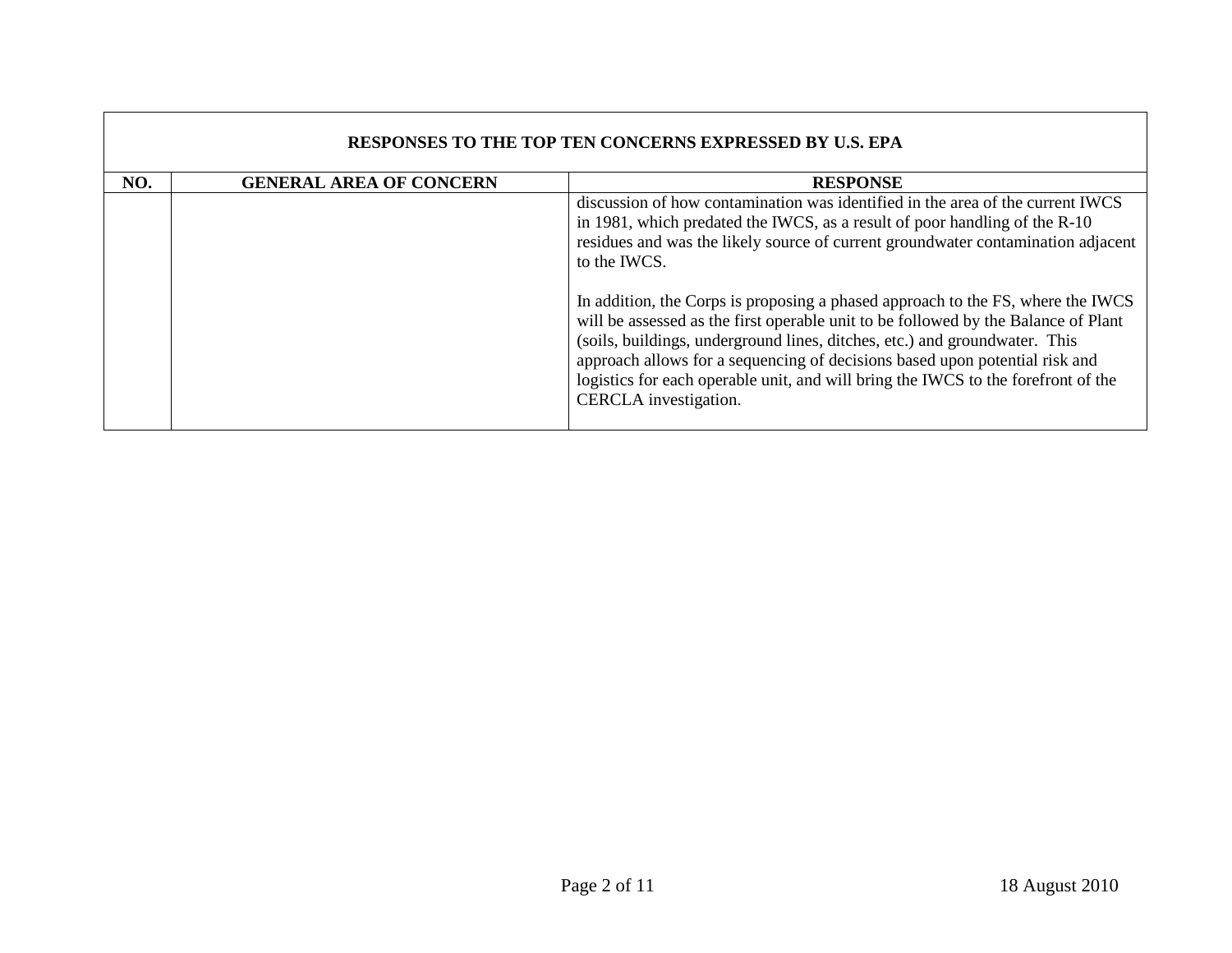| RESPONSES TO THE TOP TEN CONCERNS EXPRESSED BY U.S. EPA | | |
|---|---|---|
| **NO.** | **GENERAL AREA OF CONCERN** | **RESPONSE** |
| | | discussion of how contamination was identified in the area of the current IWCS in 1981, which predated the IWCS, as a result of poor handling of the R-10 residues and was the likely source of current groundwater contamination adjacent to the IWCS.<br><br>In addition, the Corps is proposing a phased approach to the FS, where the IWCS will be assessed as the first operable unit to be followed by the Balance of Plant (soils, buildings, underground lines, ditches, etc.) and groundwater. This approach allows for a sequencing of decisions based upon potential risk and logistics for each operable unit, and will bring the IWCS to the forefront of the CERCLA investigation. |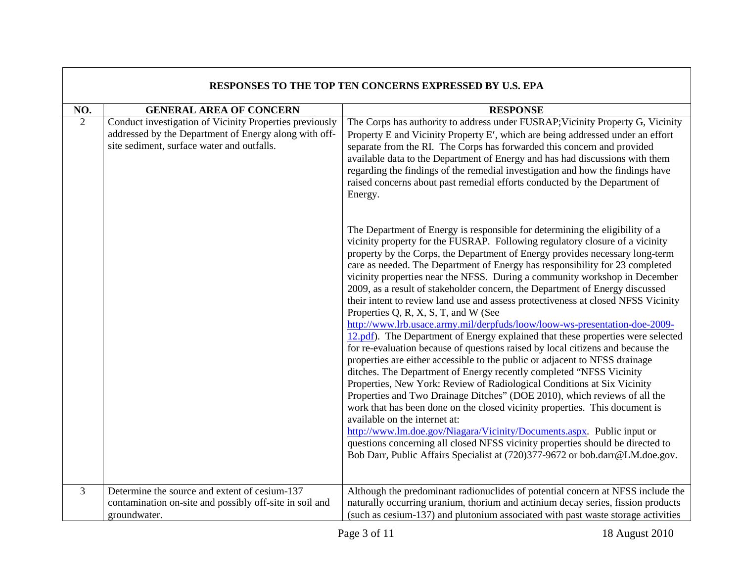| RESPONSES TO THE TOP TEN CONCERNS EXPRESSED BY U.S. EPA | | |
|---|---|---|
| **NO.** | **GENERAL AREA OF CONCERN** | **RESPONSE** |
| 2 | Conduct investigation of Vicinity Properties previously addressed by the Department of Energy along with off-site sediment, surface water and outfalls. | The Corps has authority to address under FUSRAP;Vicinity Property G, Vicinity Property E and Vicinity Property E′, which are being addressed under an effort separate from the RI. The Corps has forwarded this concern and provided available data to the Department of Energy and has had discussions with them regarding the findings of the remedial investigation and how the findings have raised concerns about past remedial efforts conducted by the Department of Energy.<br><br>The Department of Energy is responsible for determining the eligibility of a vicinity property for the FUSRAP. Following regulatory closure of a vicinity property by the Corps, the Department of Energy provides necessary long-term care as needed. The Department of Energy has responsibility for 23 completed vicinity properties near the NFSS. During a community workshop in December 2009, as a result of stakeholder concern, the Department of Energy discussed their intent to review land use and assess protectiveness at closed NFSS Vicinity Properties Q, R, X, S, T, and W (See http://www.lrb.usace.army.mil/derpfuds/loow/loow-ws-presentation-doe-2009-12.pdf). The Department of Energy explained that these properties were selected for re-evaluation because of questions raised by local citizens and because the properties are either accessible to the public or adjacent to NFSS drainage ditches. The Department of Energy recently completed "NFSS Vicinity Properties, New York: Review of Radiological Conditions at Six Vicinity Properties and Two Drainage Ditches" (DOE 2010), which reviews of all the work that has been done on the closed vicinity properties. This document is available on the internet at: http://www.lm.doe.gov/Niagara/Vicinity/Documents.aspx. Public input or questions concerning all closed NFSS vicinity properties should be directed to Bob Darr, Public Affairs Specialist at (720)377-9672 or bob.darr@LM.doe.gov. |
| 3 | Determine the source and extent of cesium-137 contamination on-site and possibly off-site in soil and groundwater. | Although the predominant radionuclides of potential concern at NFSS include the naturally occurring uranium, thorium and actinium decay series, fission products (such as cesium-137) and plutonium associated with past waste storage activities |

18 August 2010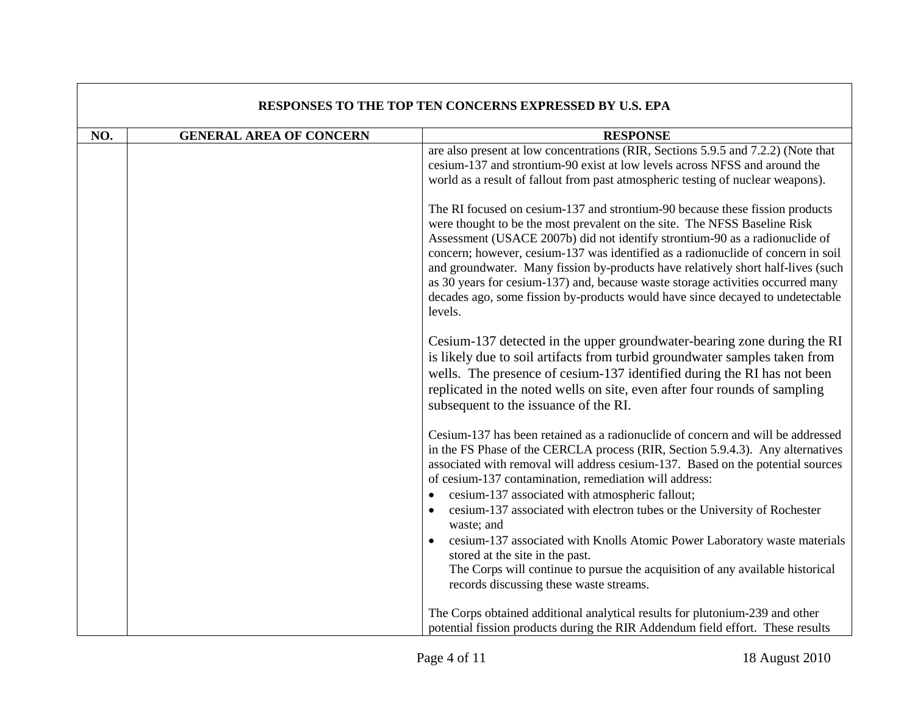## RESPONSES TO THE TOP TEN CONCERNS EXPRESSED BY U.S. EPA

| NO. | GENERAL AREA OF CONCERN | RESPONSE |
|---|---|---|
| | | are also present at low concentrations (RIR, Sections 5.9.5 and 7.2.2) (Note that cesium-137 and strontium-90 exist at low levels across NFSS and around the world as a result of fallout from past atmospheric testing of nuclear weapons).<br><br>The RI focused on cesium-137 and strontium-90 because these fission products were thought to be the most prevalent on the site. The NFSS Baseline Risk Assessment (USACE 2007b) did not identify strontium-90 as a radionuclide of concern; however, cesium-137 was identified as a radionuclide of concern in soil and groundwater. Many fission by-products have relatively short half-lives (such as 30 years for cesium-137) and, because waste storage activities occurred many decades ago, some fission by-products would have since decayed to undetectable levels.<br><br>Cesium-137 detected in the upper groundwater-bearing zone during the RI is likely due to soil artifacts from turbid groundwater samples taken from wells. The presence of cesium-137 identified during the RI has not been replicated in the noted wells on site, even after four rounds of sampling subsequent to the issuance of the RI.<br><br>Cesium-137 has been retained as a radionuclide of concern and will be addressed in the FS Phase of the CERCLA process (RIR, Section 5.9.4.3). Any alternatives associated with removal will address cesium-137. Based on the potential sources of cesium-137 contamination, remediation will address:<br>• cesium-137 associated with atmospheric fallout;<br>• cesium-137 associated with electron tubes or the University of Rochester waste; and<br>• cesium-137 associated with Knolls Atomic Power Laboratory waste materials stored at the site in the past.<br>The Corps will continue to pursue the acquisition of any available historical records discussing these waste streams.<br><br>The Corps obtained additional analytical results for plutonium-239 and other potential fission products during the RIR Addendum field effort. These results |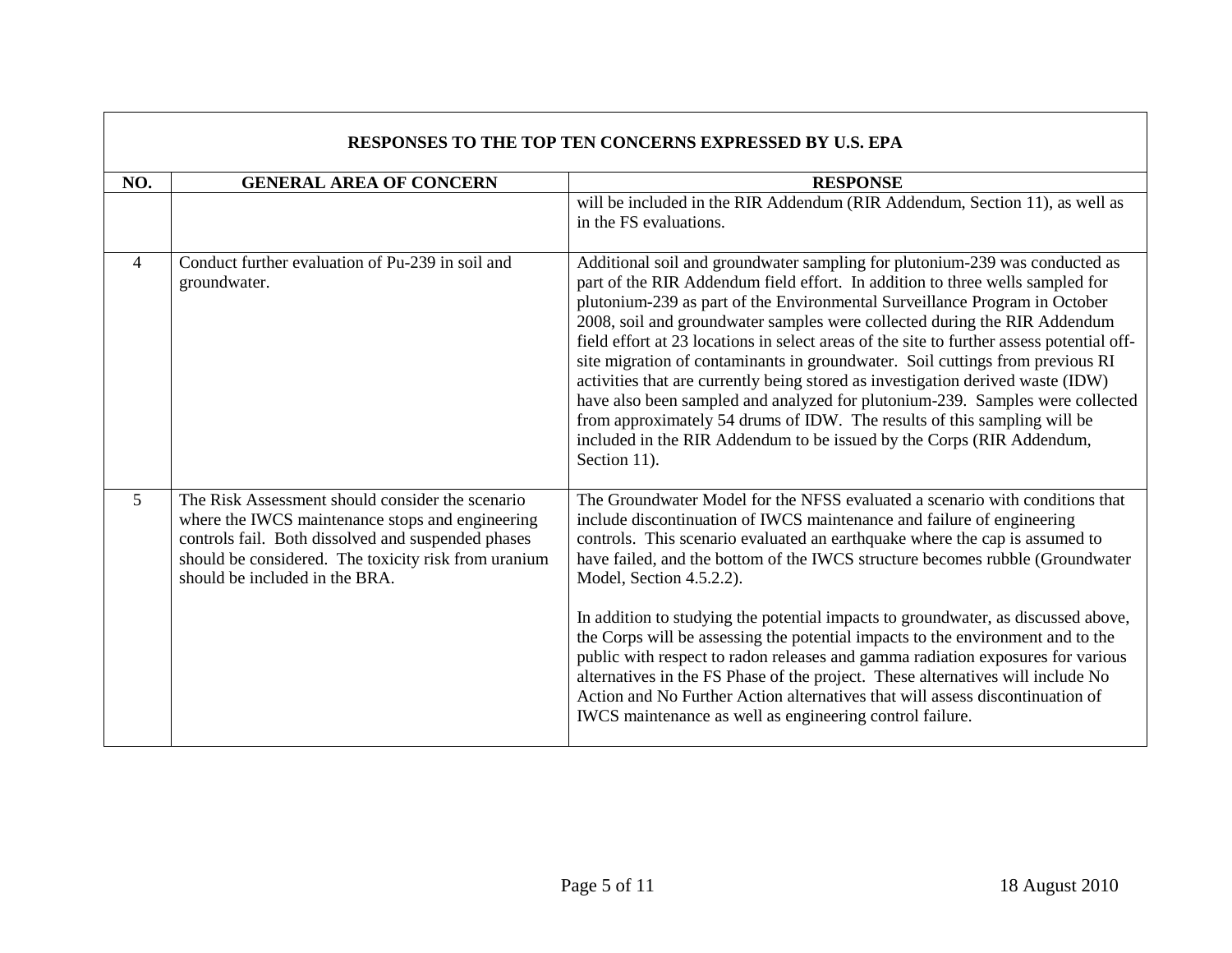| RESPONSES TO THE TOP TEN CONCERNS EXPRESSED BY U.S. EPA | | |
|---|---|---|
| **NO.** | **GENERAL AREA OF CONCERN** | **RESPONSE** |
| | | will be included in the RIR Addendum (RIR Addendum, Section 11), as well as in the FS evaluations. |
| 4 | Conduct further evaluation of Pu-239 in soil and groundwater. | Additional soil and groundwater sampling for plutonium-239 was conducted as part of the RIR Addendum field effort. In addition to three wells sampled for plutonium-239 as part of the Environmental Surveillance Program in October 2008, soil and groundwater samples were collected during the RIR Addendum field effort at 23 locations in select areas of the site to further assess potential off-site migration of contaminants in groundwater. Soil cuttings from previous RI activities that are currently being stored as investigation derived waste (IDW) have also been sampled and analyzed for plutonium-239. Samples were collected from approximately 54 drums of IDW. The results of this sampling will be included in the RIR Addendum to be issued by the Corps (RIR Addendum, Section 11). |
| 5 | The Risk Assessment should consider the scenario where the IWCS maintenance stops and engineering controls fail. Both dissolved and suspended phases should be considered. The toxicity risk from uranium should be included in the BRA. | The Groundwater Model for the NFSS evaluated a scenario with conditions that include discontinuation of IWCS maintenance and failure of engineering controls. This scenario evaluated an earthquake where the cap is assumed to have failed, and the bottom of the IWCS structure becomes rubble (Groundwater Model, Section 4.5.2.2).<br><br>In addition to studying the potential impacts to groundwater, as discussed above, the Corps will be assessing the potential impacts to the environment and to the public with respect to radon releases and gamma radiation exposures for various alternatives in the FS Phase of the project. These alternatives will include No Action and No Further Action alternatives that will assess discontinuation of IWCS maintenance as well as engineering control failure. |

18 August 2010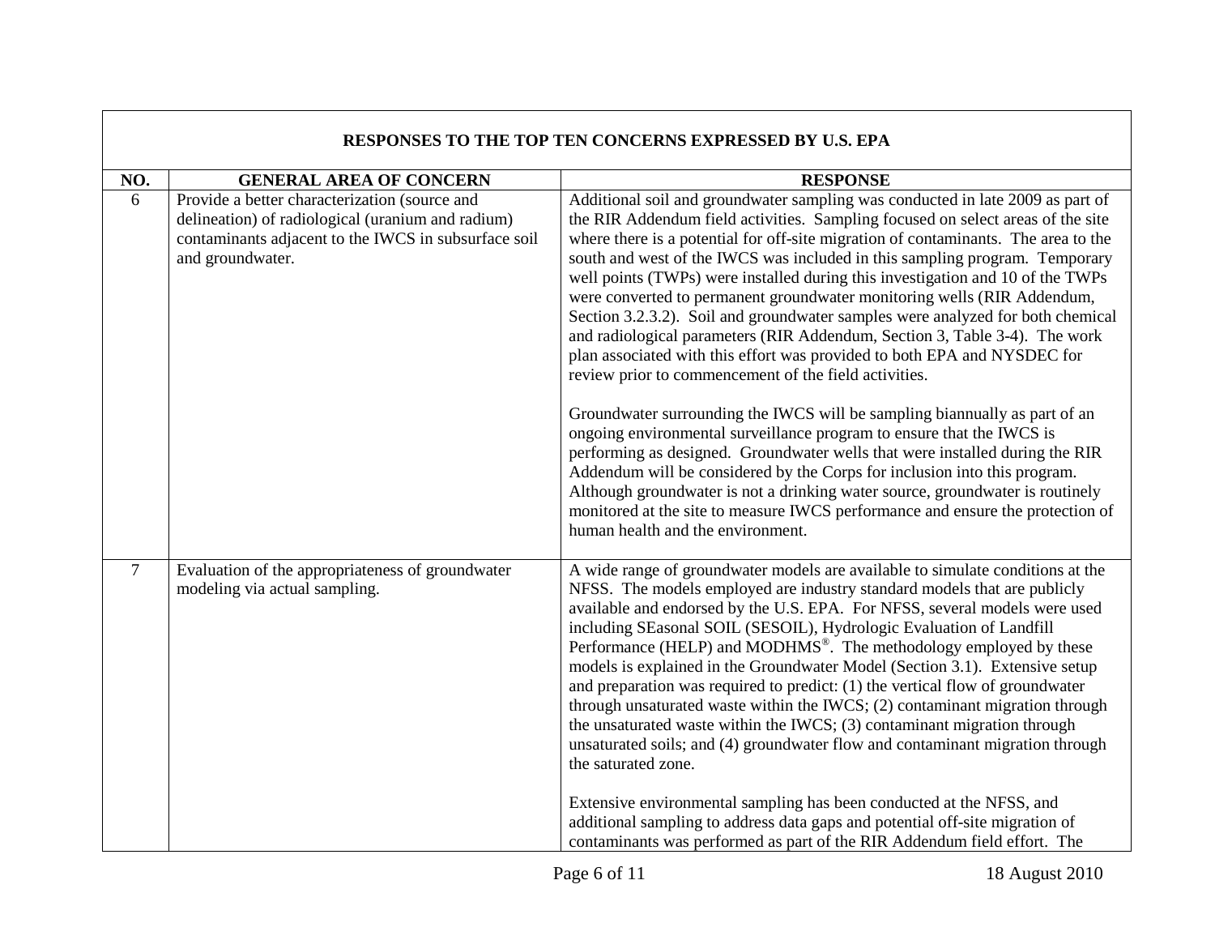**RESPONSES TO THE TOP TEN CONCERNS EXPRESSED BY U.S. EPA**

| NO. | GENERAL AREA OF CONCERN | RESPONSE |
|---|---|---|
| 6 | Provide a better characterization (source and delineation) of radiological (uranium and radium) contaminants adjacent to the IWCS in subsurface soil and groundwater. | Additional soil and groundwater sampling was conducted in late 2009 as part of the RIR Addendum field activities. Sampling focused on select areas of the site where there is a potential for off-site migration of contaminants. The area to the south and west of the IWCS was included in this sampling program. Temporary well points (TWPs) were installed during this investigation and 10 of the TWPs were converted to permanent groundwater monitoring wells (RIR Addendum, Section 3.2.3.2). Soil and groundwater samples were analyzed for both chemical and radiological parameters (RIR Addendum, Section 3, Table 3-4). The work plan associated with this effort was provided to both EPA and NYSDEC for review prior to commencement of the field activities.<br><br>Groundwater surrounding the IWCS will be sampling biannually as part of an ongoing environmental surveillance program to ensure that the IWCS is performing as designed. Groundwater wells that were installed during the RIR Addendum will be considered by the Corps for inclusion into this program. Although groundwater is not a drinking water source, groundwater is routinely monitored at the site to measure IWCS performance and ensure the protection of human health and the environment. |
| 7 | Evaluation of the appropriateness of groundwater modeling via actual sampling. | A wide range of groundwater models are available to simulate conditions at the NFSS. The models employed are industry standard models that are publicly available and endorsed by the U.S. EPA. For NFSS, several models were used including SEasonal SOIL (SESOIL), Hydrologic Evaluation of Landfill Performance (HELP) and MODHMS®. The methodology employed by these models is explained in the Groundwater Model (Section 3.1). Extensive setup and preparation was required to predict: (1) the vertical flow of groundwater through unsaturated waste within the IWCS; (2) contaminant migration through the unsaturated waste within the IWCS; (3) contaminant migration through unsaturated soils; and (4) groundwater flow and contaminant migration through the saturated zone.<br><br>Extensive environmental sampling has been conducted at the NFSS, and additional sampling to address data gaps and potential off-site migration of contaminants was performed as part of the RIR Addendum field effort. The |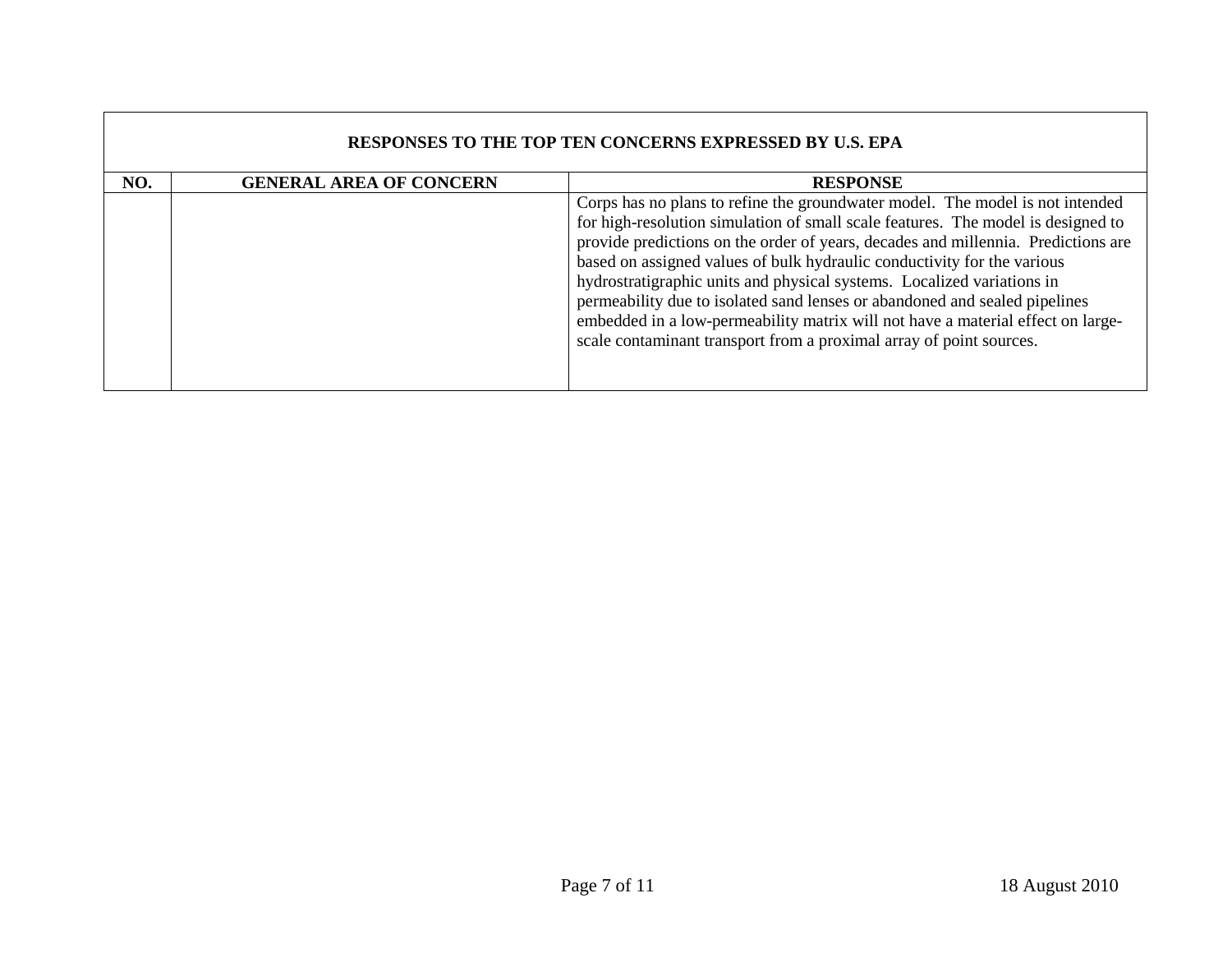| RESPONSES TO THE TOP TEN CONCERNS EXPRESSED BY U.S. EPA | | |
|---|---|---|
| **NO.** | **GENERAL AREA OF CONCERN** | **RESPONSE** |
| | | Corps has no plans to refine the groundwater model. The model is not intended for high-resolution simulation of small scale features. The model is designed to provide predictions on the order of years, decades and millennia. Predictions are based on assigned values of bulk hydraulic conductivity for the various hydrostratigraphic units and physical systems. Localized variations in permeability due to isolated sand lenses or abandoned and sealed pipelines embedded in a low-permeability matrix will not have a material effect on large-scale contaminant transport from a proximal array of point sources. |

18 August 2010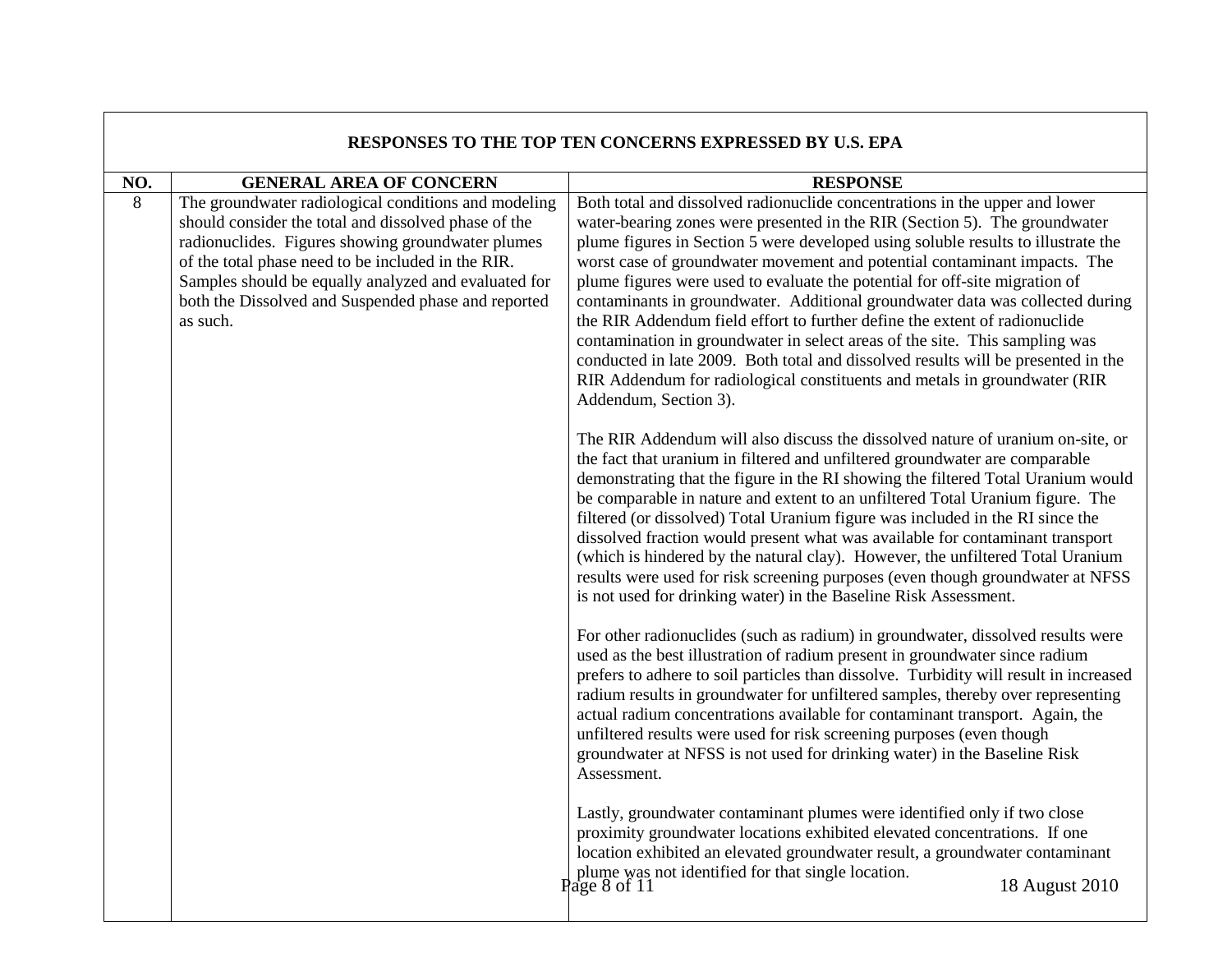| RESPONSES TO THE TOP TEN CONCERNS EXPRESSED BY U.S. EPA | | |
|---|---|---|
| **NO.** | **GENERAL AREA OF CONCERN** | **RESPONSE** |
| 8 | The groundwater radiological conditions and modeling should consider the total and dissolved phase of the radionuclides. Figures showing groundwater plumes of the total phase need to be included in the RIR. Samples should be equally analyzed and evaluated for both the Dissolved and Suspended phase and reported as such. | Both total and dissolved radionuclide concentrations in the upper and lower water-bearing zones were presented in the RIR (Section 5). The groundwater plume figures in Section 5 were developed using soluble results to illustrate the worst case of groundwater movement and potential contaminant impacts. The plume figures were used to evaluate the potential for off-site migration of contaminants in groundwater. Additional groundwater data was collected during the RIR Addendum field effort to further define the extent of radionuclide contamination in groundwater in select areas of the site. This sampling was conducted in late 2009. Both total and dissolved results will be presented in the RIR Addendum for radiological constituents and metals in groundwater (RIR Addendum, Section 3).<br><br>The RIR Addendum will also discuss the dissolved nature of uranium on-site, or the fact that uranium in filtered and unfiltered groundwater are comparable demonstrating that the figure in the RI showing the filtered Total Uranium would be comparable in nature and extent to an unfiltered Total Uranium figure. The filtered (or dissolved) Total Uranium figure was included in the RI since the dissolved fraction would present what was available for contaminant transport (which is hindered by the natural clay). However, the unfiltered Total Uranium results were used for risk screening purposes (even though groundwater at NFSS is not used for drinking water) in the Baseline Risk Assessment.<br><br>For other radionuclides (such as radium) in groundwater, dissolved results were used as the best illustration of radium present in groundwater since radium prefers to adhere to soil particles than dissolve. Turbidity will result in increased radium results in groundwater for unfiltered samples, thereby over representing actual radium concentrations available for contaminant transport. Again, the unfiltered results were used for risk screening purposes (even though groundwater at NFSS is not used for drinking water) in the Baseline Risk Assessment.<br><br>Lastly, groundwater contaminant plumes were identified only if two close proximity groundwater locations exhibited elevated concentrations. If one location exhibited an elevated groundwater result, a groundwater contaminant plume was not identified for that single location. |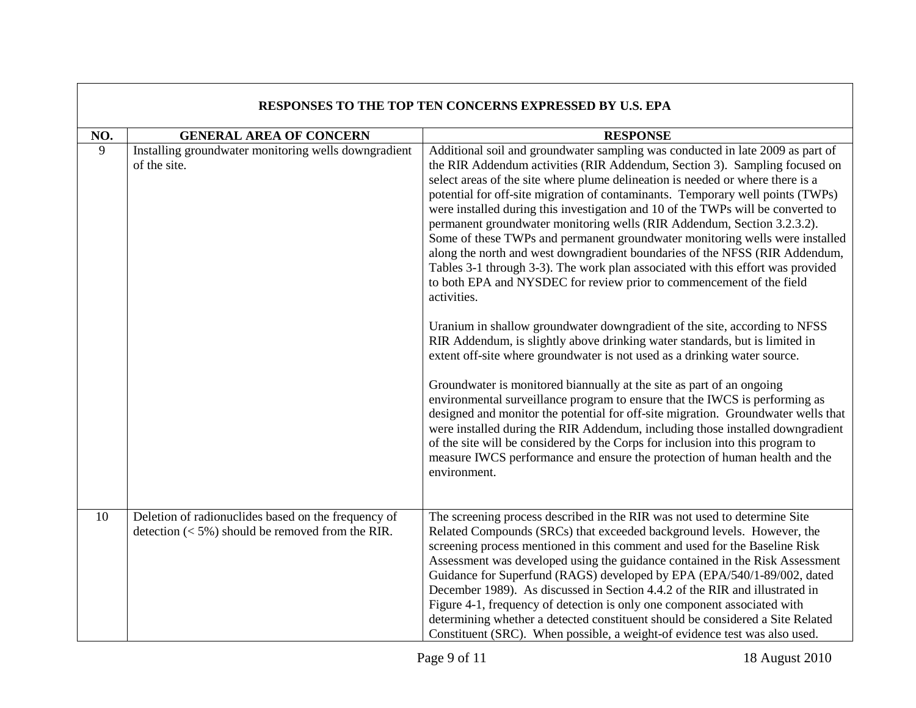| RESPONSES TO THE TOP TEN CONCERNS EXPRESSED BY U.S. EPA | | |
|---|---|---|
| **NO.** | **GENERAL AREA OF CONCERN** | **RESPONSE** |
| 9 | Installing groundwater monitoring wells downgradient of the site. | Additional soil and groundwater sampling was conducted in late 2009 as part of the RIR Addendum activities (RIR Addendum, Section 3). Sampling focused on select areas of the site where plume delineation is needed or where there is a potential for off-site migration of contaminants. Temporary well points (TWPs) were installed during this investigation and 10 of the TWPs will be converted to permanent groundwater monitoring wells (RIR Addendum, Section 3.2.3.2). Some of these TWPs and permanent groundwater monitoring wells were installed along the north and west downgradient boundaries of the NFSS (RIR Addendum, Tables 3-1 through 3-3). The work plan associated with this effort was provided to both EPA and NYSDEC for review prior to commencement of the field activities.<br><br>Uranium in shallow groundwater downgradient of the site, according to NFSS RIR Addendum, is slightly above drinking water standards, but is limited in extent off-site where groundwater is not used as a drinking water source.<br><br>Groundwater is monitored biannually at the site as part of an ongoing environmental surveillance program to ensure that the IWCS is performing as designed and monitor the potential for off-site migration. Groundwater wells that were installed during the RIR Addendum, including those installed downgradient of the site will be considered by the Corps for inclusion into this program to measure IWCS performance and ensure the protection of human health and the environment. |
| 10 | Deletion of radionuclides based on the frequency of detection (< 5%) should be removed from the RIR. | The screening process described in the RIR was not used to determine Site Related Compounds (SRCs) that exceeded background levels. However, the screening process mentioned in this comment and used for the Baseline Risk Assessment was developed using the guidance contained in the Risk Assessment Guidance for Superfund (RAGS) developed by EPA (EPA/540/1-89/002, dated December 1989). As discussed in Section 4.4.2 of the RIR and illustrated in Figure 4-1, frequency of detection is only one component associated with determining whether a detected constituent should be considered a Site Related Constituent (SRC). When possible, a weight-of evidence test was also used. |

18 August 2010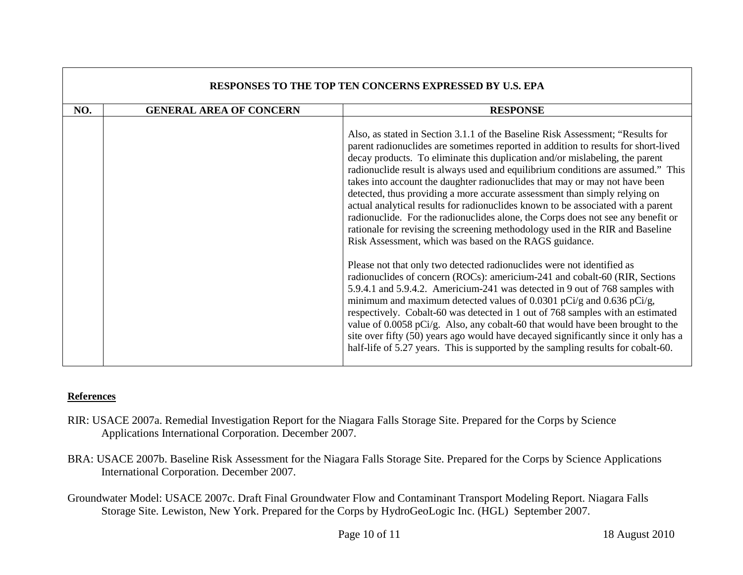| RESPONSES TO THE TOP TEN CONCERNS EXPRESSED BY U.S. EPA | | |
|---|---|---|
| **NO.** | **GENERAL AREA OF CONCERN** | **RESPONSE** |
| | | Also, as stated in Section 3.1.1 of the Baseline Risk Assessment; "Results for parent radionuclides are sometimes reported in addition to results for short-lived decay products. To eliminate this duplication and/or mislabeling, the parent radionuclide result is always used and equilibrium conditions are assumed." This takes into account the daughter radionuclides that may or may not have been detected, thus providing a more accurate assessment than simply relying on actual analytical results for radionuclides known to be associated with a parent radionuclide. For the radionuclides alone, the Corps does not see any benefit or rationale for revising the screening methodology used in the RIR and Baseline Risk Assessment, which was based on the RAGS guidance.<br><br>Please not that only two detected radionuclides were not identified as radionuclides of concern (ROCs): americium-241 and cobalt-60 (RIR, Sections 5.9.4.1 and 5.9.4.2. Americium-241 was detected in 9 out of 768 samples with minimum and maximum detected values of 0.0301 pCi/g and 0.636 pCi/g, respectively. Cobalt-60 was detected in 1 out of 768 samples with an estimated value of 0.0058 pCi/g. Also, any cobalt-60 that would have been brought to the site over fifty (50) years ago would have decayed significantly since it only has a half-life of 5.27 years. This is supported by the sampling results for cobalt-60. |

**References**

RIR: USACE 2007a. Remedial Investigation Report for the Niagara Falls Storage Site. Prepared for the Corps by Science Applications International Corporation. December 2007.

BRA: USACE 2007b. Baseline Risk Assessment for the Niagara Falls Storage Site. Prepared for the Corps by Science Applications International Corporation. December 2007.

Groundwater Model: USACE 2007c. Draft Final Groundwater Flow and Contaminant Transport Modeling Report. Niagara Falls Storage Site. Lewiston, New York. Prepared for the Corps by HydroGeoLogic Inc. (HGL) September 2007.

18 August 2010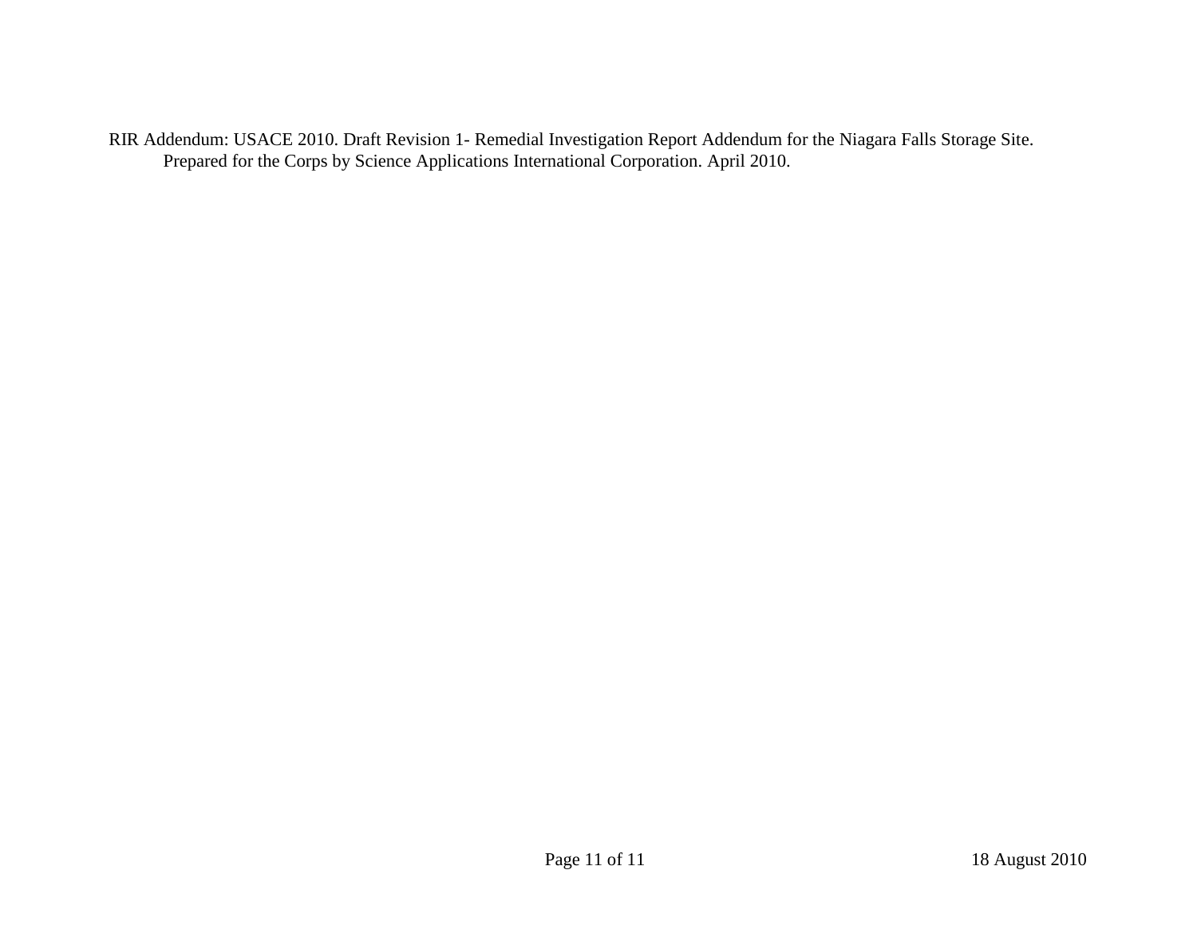RIR Addendum: USACE 2010. Draft Revision 1- Remedial Investigation Report Addendum for the Niagara Falls Storage Site. Prepared for the Corps by Science Applications International Corporation. April 2010.